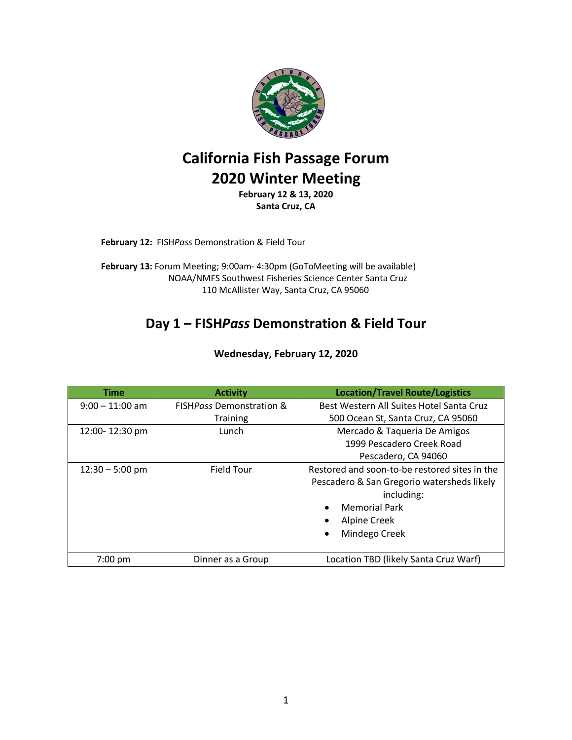# California Fish Passage Forum
# 2020 Winter Meeting

**February 12 & 13, 2020**
**Santa Cruz, CA**

**February 12:** FISH*Pass* Demonstration & Field Tour

**February 13:** Forum Meeting; 9:00am- 4:30pm (GoToMeeting will be available)
NOAA/NMFS Southwest Fisheries Science Center Santa Cruz
110 McAllister Way, Santa Cruz, CA 95060

## Day 1 – FISH*Pass* Demonstration & Field Tour

**Wednesday, February 12, 2020**

| Time | Activity | Location/Travel Route/Logistics |
|---|---|---|
| 9:00 – 11:00 am | FISH*Pass* Demonstration & Training | Best Western All Suites Hotel Santa Cruz<br>500 Ocean St, Santa Cruz, CA 95060 |
| 12:00- 12:30 pm | Lunch | Mercado & Taqueria De Amigos<br>1999 Pescadero Creek Road<br>Pescadero, CA 94060 |
| 12:30 – 5:00 pm | Field Tour | Restored and soon-to-be restored sites in the Pescadero & San Gregorio watersheds likely including:<br>• Memorial Park<br>• Alpine Creek<br>• Mindego Creek |
| 7:00 pm | Dinner as a Group | Location TBD (likely Santa Cruz Warf) |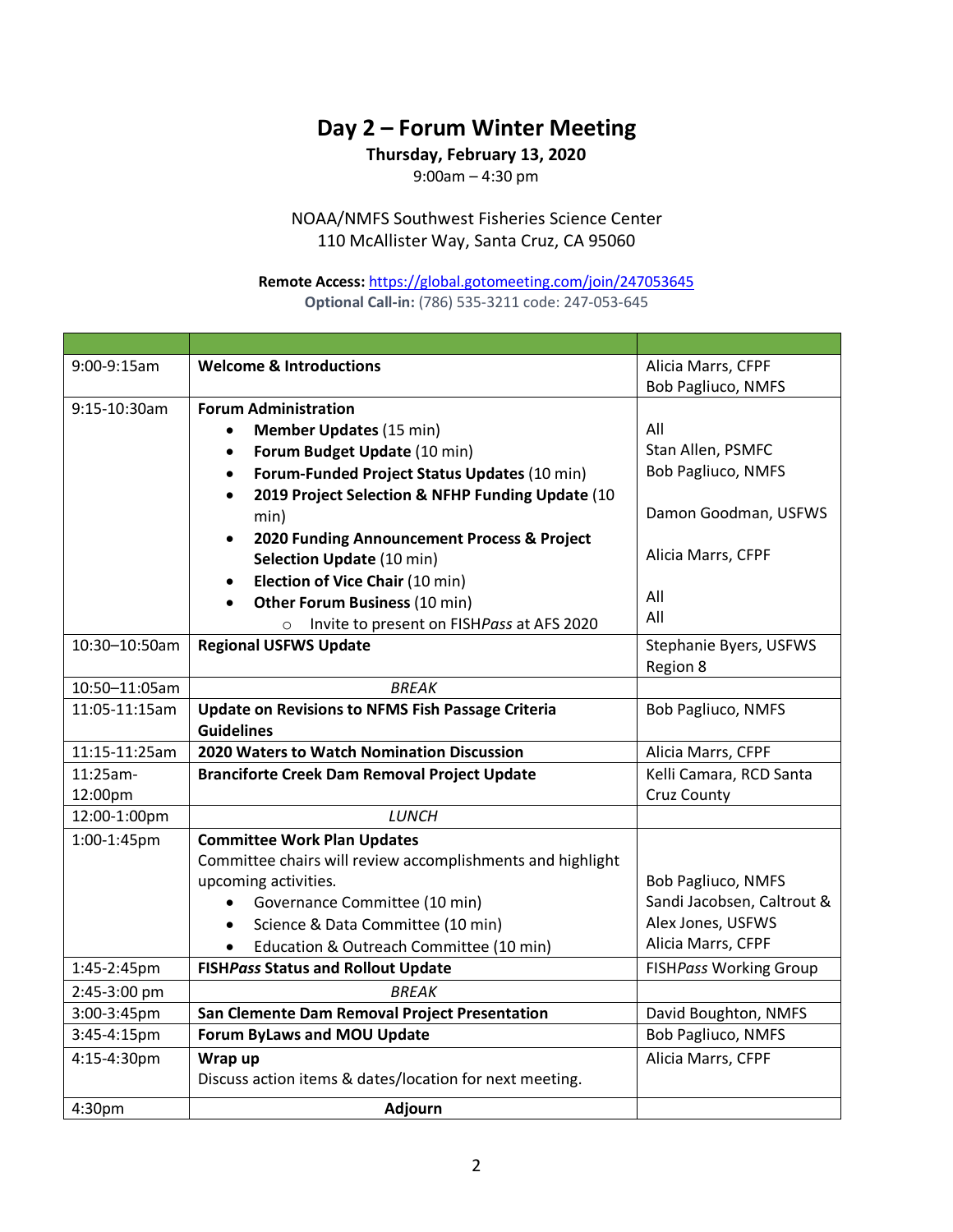# Day 2 – Forum Winter Meeting

**Thursday, February 13, 2020**

9:00am – 4:30 pm

NOAA/NMFS Southwest Fisheries Science Center
110 McAllister Way, Santa Cruz, CA 95060

**Remote Access:** https://global.gotomeeting.com/join/247053645
**Optional Call-in:** (786) 535-3211 code: 247-053-645

| | | |
|---|---|---|
| 9:00-9:15am | **Welcome & Introductions** | Alicia Marrs, CFPF<br>Bob Pagliuco, NMFS |
| 9:15-10:30am | **Forum Administration**<br>• **Member Updates** (15 min)<br>• **Forum Budget Update** (10 min)<br>• **Forum-Funded Project Status Updates** (10 min)<br>• **2019 Project Selection & NFHP Funding Update** (10 min)<br>• **2020 Funding Announcement Process & Project Selection Update** (10 min)<br>• **Election of Vice Chair** (10 min)<br>• **Other Forum Business** (10 min)<br>  ○ Invite to present on FISH*Pass* at AFS 2020 | <br>All<br>Stan Allen, PSMFC<br>Bob Pagliuco, NMFS<br>Damon Goodman, USFWS<br>Alicia Marrs, CFPF<br>All<br>All |
| 10:30–10:50am | **Regional USFWS Update** | Stephanie Byers, USFWS Region 8 |
| 10:50–11:05am | *BREAK* | |
| 11:05-11:15am | **Update on Revisions to NFMS Fish Passage Criteria Guidelines** | Bob Pagliuco, NMFS |
| 11:15-11:25am | **2020 Waters to Watch Nomination Discussion** | Alicia Marrs, CFPF |
| 11:25am-12:00pm | **Branciforte Creek Dam Removal Project Update** | Kelli Camara, RCD Santa Cruz County |
| 12:00-1:00pm | *LUNCH* | |
| 1:00-1:45pm | **Committee Work Plan Updates**<br>Committee chairs will review accomplishments and highlight upcoming activities.<br>• Governance Committee (10 min)<br>• Science & Data Committee (10 min)<br>• Education & Outreach Committee (10 min) | <br><br>Bob Pagliuco, NMFS<br>Sandi Jacobsen, Caltrout & Alex Jones, USFWS<br>Alicia Marrs, CFPF |
| 1:45-2:45pm | **FISH*Pass* Status and Rollout Update** | FISH*Pass* Working Group |
| 2:45-3:00 pm | *BREAK* | |
| 3:00-3:45pm | **San Clemente Dam Removal Project Presentation** | David Boughton, NMFS |
| 3:45-4:15pm | **Forum ByLaws and MOU Update** | Bob Pagliuco, NMFS |
| 4:15-4:30pm | **Wrap up**<br>Discuss action items & dates/location for next meeting. | Alicia Marrs, CFPF |
| 4:30pm | **Adjourn** | |